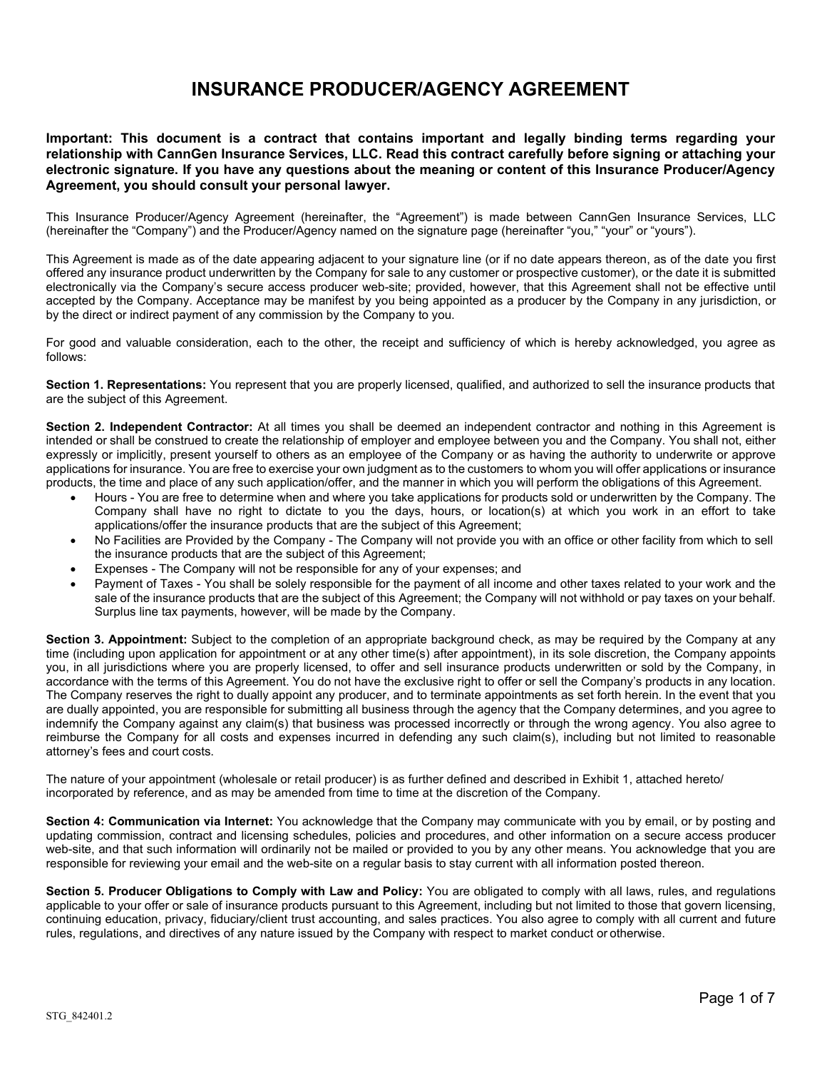# INSURANCE PRODUCER/AGENCY AGREEMENT

**Important: This document is a contract that contains important and legally binding terms regarding your relationship with CannGen Insurance Services, LLC. Read this contract carefully before signing or attaching your electronic signature. If you have any questions about the meaning or content of this Insurance Producer/Agency Agreement, you should consult your personal lawyer.**

This Insurance Producer/Agency Agreement (hereinafter, the "Agreement") is made between CannGen Insurance Services, LLC (hereinafter the "Company") and the Producer/Agency named on the signature page (hereinafter "you," "your" or "yours").

This Agreement is made as of the date appearing adjacent to your signature line (or if no date appears thereon, as of the date you first offered any insurance product underwritten by the Company for sale to any customer or prospective customer), or the date it is submitted electronically via the Company's secure access producer web-site; provided, however, that this Agreement shall not be effective until accepted by the Company. Acceptance may be manifest by you being appointed as a producer by the Company in any jurisdiction, or by the direct or indirect payment of any commission by the Company to you.

For good and valuable consideration, each to the other, the receipt and sufficiency of which is hereby acknowledged, you agree as follows:

**Section 1. Representations:** You represent that you are properly licensed, qualified, and authorized to sell the insurance products that are the subject of this Agreement.

**Section 2. Independent Contractor:** At all times you shall be deemed an independent contractor and nothing in this Agreement is intended or shall be construed to create the relationship of employer and employee between you and the Company. You shall not, either expressly or implicitly, present yourself to others as an employee of the Company or as having the authority to underwrite or approve applications for insurance. You are free to exercise your own judgment as to the customers to whom you will offer applications or insurance products, the time and place of any such application/offer, and the manner in which you will perform the obligations of this Agreement.

- Hours - You are free to determine when and where you take applications for products sold or underwritten by the Company. The Company shall have no right to dictate to you the days, hours, or location(s) at which you work in an effort to take applications/offer the insurance products that are the subject of this Agreement;
- No Facilities are Provided by the Company - The Company will not provide you with an office or other facility from which to sell the insurance products that are the subject of this Agreement;
- Expenses - The Company will not be responsible for any of your expenses; and
- Payment of Taxes - You shall be solely responsible for the payment of all income and other taxes related to your work and the sale of the insurance products that are the subject of this Agreement; the Company will not withhold or pay taxes on your behalf. Surplus line tax payments, however, will be made by the Company.

**Section 3. Appointment:** Subject to the completion of an appropriate background check, as may be required by the Company at any time (including upon application for appointment or at any other time(s) after appointment), in its sole discretion, the Company appoints you, in all jurisdictions where you are properly licensed, to offer and sell insurance products underwritten or sold by the Company, in accordance with the terms of this Agreement. You do not have the exclusive right to offer or sell the Company's products in any location. The Company reserves the right to dually appoint any producer, and to terminate appointments as set forth herein. In the event that you are dually appointed, you are responsible for submitting all business through the agency that the Company determines, and you agree to indemnify the Company against any claim(s) that business was processed incorrectly or through the wrong agency. You also agree to reimburse the Company for all costs and expenses incurred in defending any such claim(s), including but not limited to reasonable attorney's fees and court costs.

The nature of your appointment (wholesale or retail producer) is as further defined and described in Exhibit 1, attached hereto/ incorporated by reference, and as may be amended from time to time at the discretion of the Company.

**Section 4: Communication via Internet:** You acknowledge that the Company may communicate with you by email, or by posting and updating commission, contract and licensing schedules, policies and procedures, and other information on a secure access producer web-site, and that such information will ordinarily not be mailed or provided to you by any other means. You acknowledge that you are responsible for reviewing your email and the web-site on a regular basis to stay current with all information posted thereon.

**Section 5. Producer Obligations to Comply with Law and Policy:** You are obligated to comply with all laws, rules, and regulations applicable to your offer or sale of insurance products pursuant to this Agreement, including but not limited to those that govern licensing, continuing education, privacy, fiduciary/client trust accounting, and sales practices. You also agree to comply with all current and future rules, regulations, and directives of any nature issued by the Company with respect to market conduct or otherwise.

STG_842401.2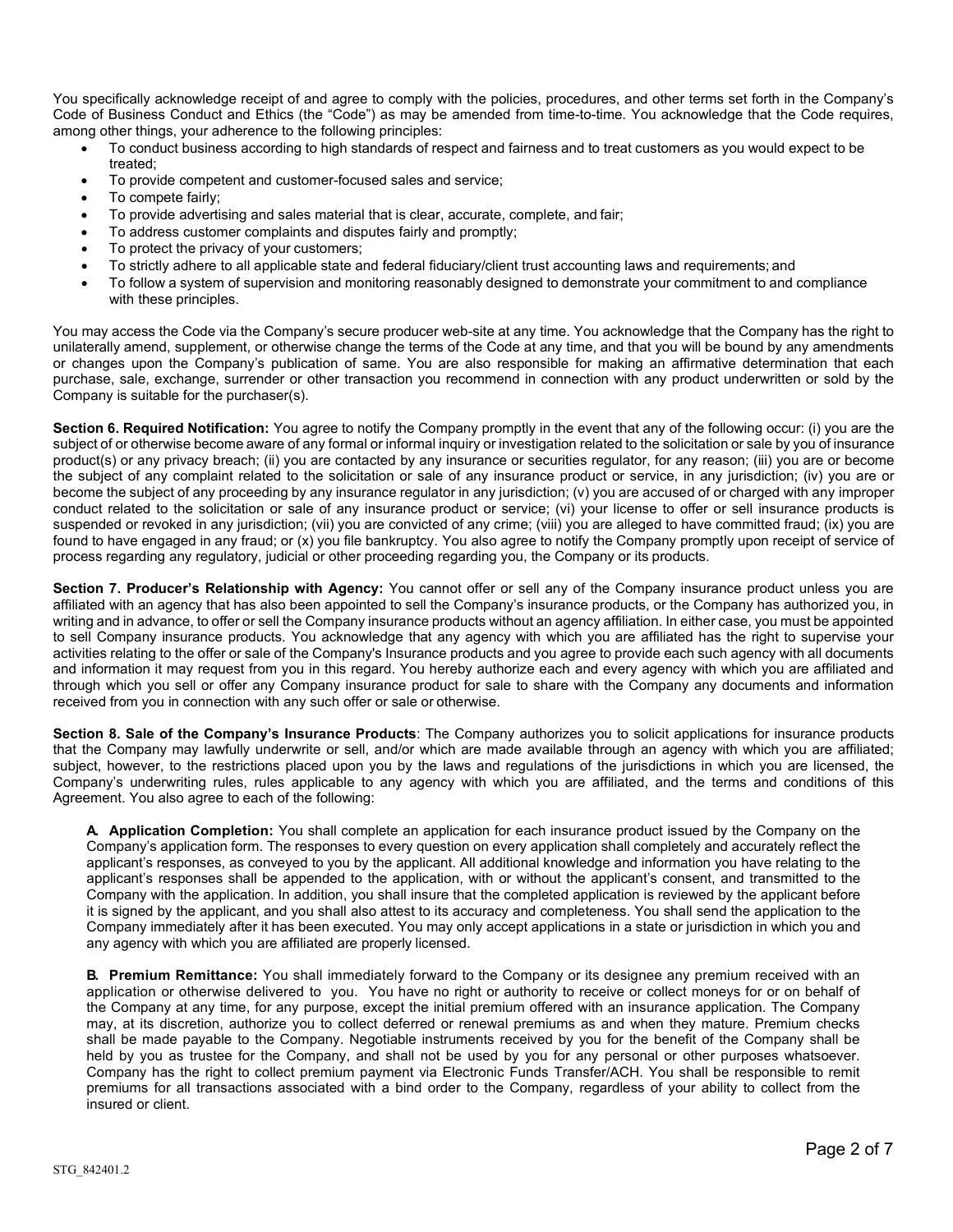You specifically acknowledge receipt of and agree to comply with the policies, procedures, and other terms set forth in the Company's Code of Business Conduct and Ethics (the "Code") as may be amended from time-to-time. You acknowledge that the Code requires, among other things, your adherence to the following principles:

- To conduct business according to high standards of respect and fairness and to treat customers as you would expect to be treated;
- To provide competent and customer-focused sales and service;
- To compete fairly;
- To provide advertising and sales material that is clear, accurate, complete, and fair;
- To address customer complaints and disputes fairly and promptly;
- To protect the privacy of your customers;
- To strictly adhere to all applicable state and federal fiduciary/client trust accounting laws and requirements; and
- To follow a system of supervision and monitoring reasonably designed to demonstrate your commitment to and compliance with these principles.

You may access the Code via the Company's secure producer web-site at any time. You acknowledge that the Company has the right to unilaterally amend, supplement, or otherwise change the terms of the Code at any time, and that you will be bound by any amendments or changes upon the Company's publication of same. You are also responsible for making an affirmative determination that each purchase, sale, exchange, surrender or other transaction you recommend in connection with any product underwritten or sold by the Company is suitable for the purchaser(s).

**Section 6. Required Notification:** You agree to notify the Company promptly in the event that any of the following occur: (i) you are the subject of or otherwise become aware of any formal or informal inquiry or investigation related to the solicitation or sale by you of insurance product(s) or any privacy breach; (ii) you are contacted by any insurance or securities regulator, for any reason; (iii) you are or become the subject of any complaint related to the solicitation or sale of any insurance product or service, in any jurisdiction; (iv) you are or become the subject of any proceeding by any insurance regulator in any jurisdiction; (v) you are accused of or charged with any improper conduct related to the solicitation or sale of any insurance product or service; (vi) your license to offer or sell insurance products is suspended or revoked in any jurisdiction; (vii) you are convicted of any crime; (viii) you are alleged to have committed fraud; (ix) you are found to have engaged in any fraud; or (x) you file bankruptcy. You also agree to notify the Company promptly upon receipt of service of process regarding any regulatory, judicial or other proceeding regarding you, the Company or its products.

**Section 7. Producer's Relationship with Agency:** You cannot offer or sell any of the Company insurance product unless you are affiliated with an agency that has also been appointed to sell the Company's insurance products, or the Company has authorized you, in writing and in advance, to offer or sell the Company insurance products without an agency affiliation. In either case, you must be appointed to sell Company insurance products. You acknowledge that any agency with which you are affiliated has the right to supervise your activities relating to the offer or sale of the Company's Insurance products and you agree to provide each such agency with all documents and information it may request from you in this regard. You hereby authorize each and every agency with which you are affiliated and through which you sell or offer any Company insurance product for sale to share with the Company any documents and information received from you in connection with any such offer or sale or otherwise.

**Section 8. Sale of the Company's Insurance Products**: The Company authorizes you to solicit applications for insurance products that the Company may lawfully underwrite or sell, and/or which are made available through an agency with which you are affiliated; subject, however, to the restrictions placed upon you by the laws and regulations of the jurisdictions in which you are licensed, the Company's underwriting rules, rules applicable to any agency with which you are affiliated, and the terms and conditions of this Agreement. You also agree to each of the following:

**A. Application Completion:** You shall complete an application for each insurance product issued by the Company on the Company's application form. The responses to every question on every application shall completely and accurately reflect the applicant's responses, as conveyed to you by the applicant. All additional knowledge and information you have relating to the applicant's responses shall be appended to the application, with or without the applicant's consent, and transmitted to the Company with the application. In addition, you shall insure that the completed application is reviewed by the applicant before it is signed by the applicant, and you shall also attest to its accuracy and completeness. You shall send the application to the Company immediately after it has been executed. You may only accept applications in a state or jurisdiction in which you and any agency with which you are affiliated are properly licensed.

**B. Premium Remittance:** You shall immediately forward to the Company or its designee any premium received with an application or otherwise delivered to you. You have no right or authority to receive or collect moneys for or on behalf of the Company at any time, for any purpose, except the initial premium offered with an insurance application. The Company may, at its discretion, authorize you to collect deferred or renewal premiums as and when they mature. Premium checks shall be made payable to the Company. Negotiable instruments received by you for the benefit of the Company shall be held by you as trustee for the Company, and shall not be used by you for any personal or other purposes whatsoever. Company has the right to collect premium payment via Electronic Funds Transfer/ACH. You shall be responsible to remit premiums for all transactions associated with a bind order to the Company, regardless of your ability to collect from the insured or client.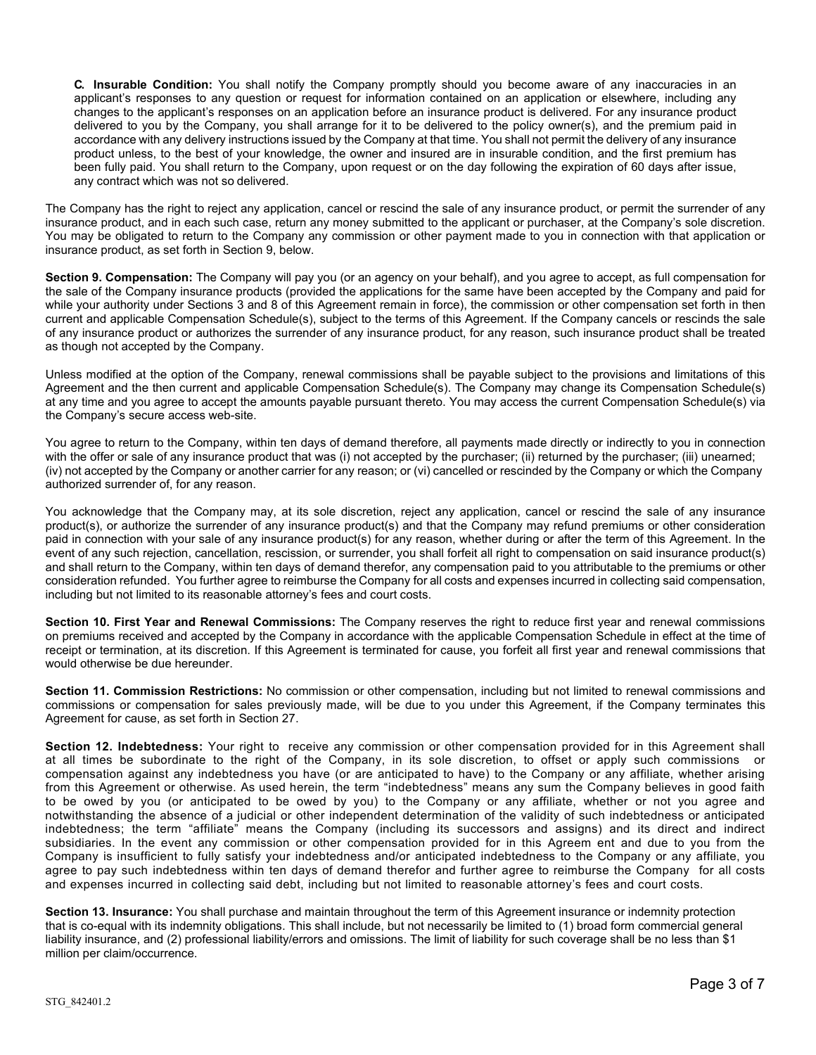**C. Insurable Condition:** You shall notify the Company promptly should you become aware of any inaccuracies in an applicant's responses to any question or request for information contained on an application or elsewhere, including any changes to the applicant's responses on an application before an insurance product is delivered. For any insurance product delivered to you by the Company, you shall arrange for it to be delivered to the policy owner(s), and the premium paid in accordance with any delivery instructions issued by the Company at that time. You shall not permit the delivery of any insurance product unless, to the best of your knowledge, the owner and insured are in insurable condition, and the first premium has been fully paid. You shall return to the Company, upon request or on the day following the expiration of 60 days after issue, any contract which was not so delivered.

The Company has the right to reject any application, cancel or rescind the sale of any insurance product, or permit the surrender of any insurance product, and in each such case, return any money submitted to the applicant or purchaser, at the Company's sole discretion. You may be obligated to return to the Company any commission or other payment made to you in connection with that application or insurance product, as set forth in Section 9, below.

**Section 9. Compensation:** The Company will pay you (or an agency on your behalf), and you agree to accept, as full compensation for the sale of the Company insurance products (provided the applications for the same have been accepted by the Company and paid for while your authority under Sections 3 and 8 of this Agreement remain in force), the commission or other compensation set forth in then current and applicable Compensation Schedule(s), subject to the terms of this Agreement. If the Company cancels or rescinds the sale of any insurance product or authorizes the surrender of any insurance product, for any reason, such insurance product shall be treated as though not accepted by the Company.

Unless modified at the option of the Company, renewal commissions shall be payable subject to the provisions and limitations of this Agreement and the then current and applicable Compensation Schedule(s). The Company may change its Compensation Schedule(s) at any time and you agree to accept the amounts payable pursuant thereto. You may access the current Compensation Schedule(s) via the Company's secure access web-site.

You agree to return to the Company, within ten days of demand therefore, all payments made directly or indirectly to you in connection with the offer or sale of any insurance product that was (i) not accepted by the purchaser; (ii) returned by the purchaser; (iii) unearned; (iv) not accepted by the Company or another carrier for any reason; or (vi) cancelled or rescinded by the Company or which the Company authorized surrender of, for any reason.

You acknowledge that the Company may, at its sole discretion, reject any application, cancel or rescind the sale of any insurance product(s), or authorize the surrender of any insurance product(s) and that the Company may refund premiums or other consideration paid in connection with your sale of any insurance product(s) for any reason, whether during or after the term of this Agreement. In the event of any such rejection, cancellation, rescission, or surrender, you shall forfeit all right to compensation on said insurance product(s) and shall return to the Company, within ten days of demand therefor, any compensation paid to you attributable to the premiums or other consideration refunded. You further agree to reimburse the Company for all costs and expenses incurred in collecting said compensation, including but not limited to its reasonable attorney's fees and court costs.

**Section 10. First Year and Renewal Commissions:** The Company reserves the right to reduce first year and renewal commissions on premiums received and accepted by the Company in accordance with the applicable Compensation Schedule in effect at the time of receipt or termination, at its discretion. If this Agreement is terminated for cause, you forfeit all first year and renewal commissions that would otherwise be due hereunder.

**Section 11. Commission Restrictions:** No commission or other compensation, including but not limited to renewal commissions and commissions or compensation for sales previously made, will be due to you under this Agreement, if the Company terminates this Agreement for cause, as set forth in Section 27.

**Section 12. Indebtedness:** Your right to receive any commission or other compensation provided for in this Agreement shall at all times be subordinate to the right of the Company, in its sole discretion, to offset or apply such commissions or compensation against any indebtedness you have (or are anticipated to have) to the Company or any affiliate, whether arising from this Agreement or otherwise. As used herein, the term "indebtedness" means any sum the Company believes in good faith to be owed by you (or anticipated to be owed by you) to the Company or any affiliate, whether or not you agree and notwithstanding the absence of a judicial or other independent determination of the validity of such indebtedness or anticipated indebtedness; the term "affiliate" means the Company (including its successors and assigns) and its direct and indirect subsidiaries. In the event any commission or other compensation provided for in this Agreem ent and due to you from the Company is insufficient to fully satisfy your indebtedness and/or anticipated indebtedness to the Company or any affiliate, you agree to pay such indebtedness within ten days of demand therefor and further agree to reimburse the Company for all costs and expenses incurred in collecting said debt, including but not limited to reasonable attorney's fees and court costs.

**Section 13. Insurance:** You shall purchase and maintain throughout the term of this Agreement insurance or indemnity protection that is co-equal with its indemnity obligations. This shall include, but not necessarily be limited to (1) broad form commercial general liability insurance, and (2) professional liability/errors and omissions. The limit of liability for such coverage shall be no less than $1 million per claim/occurrence.

STG_842401.2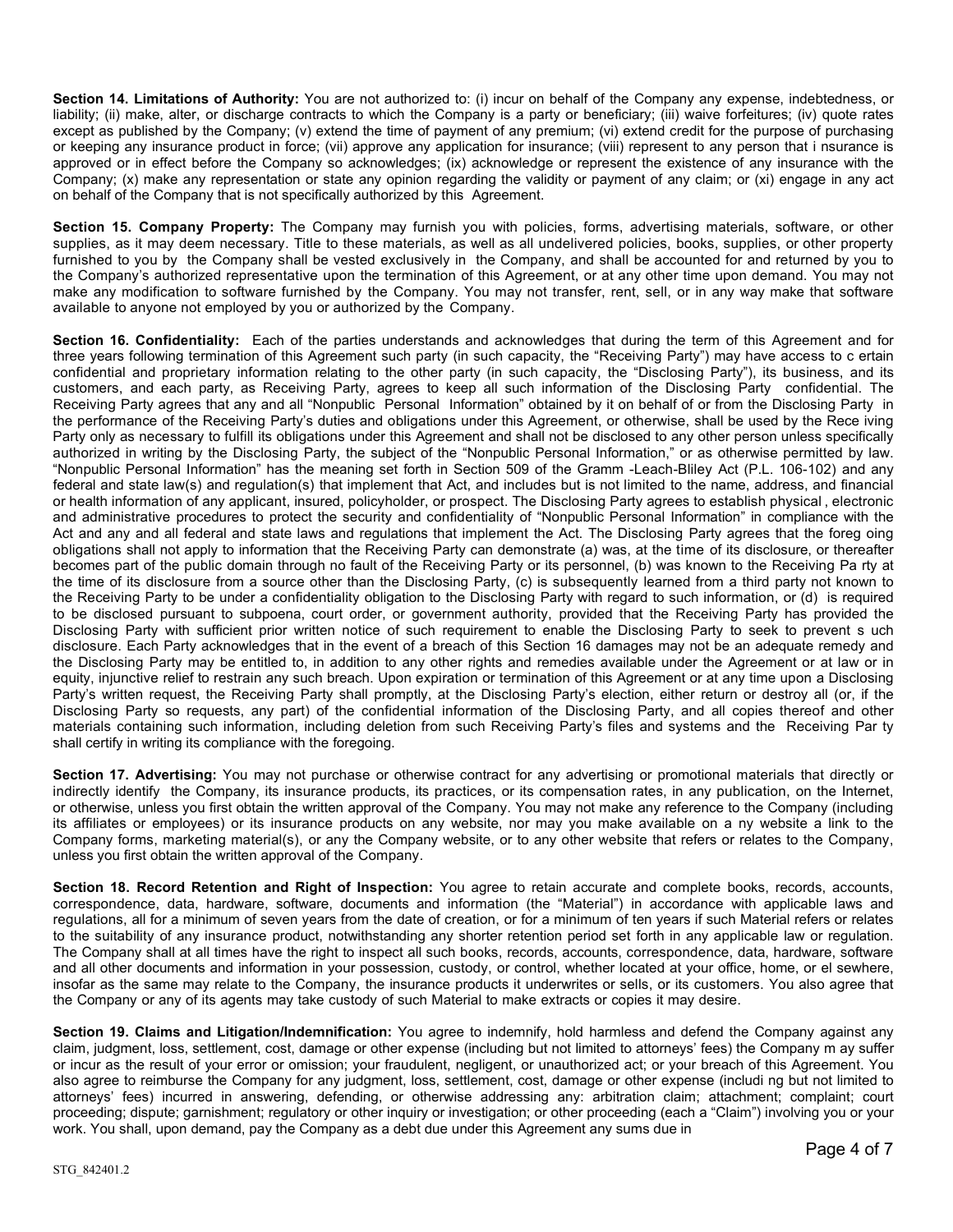**Section 14. Limitations of Authority:** You are not authorized to: (i) incur on behalf of the Company any expense, indebtedness, or liability; (ii) make, alter, or discharge contracts to which the Company is a party or beneficiary; (iii) waive forfeitures; (iv) quote rates except as published by the Company; (v) extend the time of payment of any premium; (vi) extend credit for the purpose of purchasing or keeping any insurance product in force; (vii) approve any application for insurance; (viii) represent to any person that i nsurance is approved or in effect before the Company so acknowledges; (ix) acknowledge or represent the existence of any insurance with the Company; (x) make any representation or state any opinion regarding the validity or payment of any claim; or (xi) engage in any act on behalf of the Company that is not specifically authorized by this Agreement.

**Section 15. Company Property:** The Company may furnish you with policies, forms, advertising materials, software, or other supplies, as it may deem necessary. Title to these materials, as well as all undelivered policies, books, supplies, or other property furnished to you by the Company shall be vested exclusively in the Company, and shall be accounted for and returned by you to the Company's authorized representative upon the termination of this Agreement, or at any other time upon demand. You may not make any modification to software furnished by the Company. You may not transfer, rent, sell, or in any way make that software available to anyone not employed by you or authorized by the Company.

**Section 16. Confidentiality:** Each of the parties understands and acknowledges that during the term of this Agreement and for three years following termination of this Agreement such party (in such capacity, the "Receiving Party") may have access to c ertain confidential and proprietary information relating to the other party (in such capacity, the "Disclosing Party"), its business, and its customers, and each party, as Receiving Party, agrees to keep all such information of the Disclosing Party confidential. The Receiving Party agrees that any and all "Nonpublic Personal Information" obtained by it on behalf of or from the Disclosing Party in the performance of the Receiving Party's duties and obligations under this Agreement, or otherwise, shall be used by the Rece iving Party only as necessary to fulfill its obligations under this Agreement and shall not be disclosed to any other person unless specifically authorized in writing by the Disclosing Party, the subject of the "Nonpublic Personal Information," or as otherwise permitted by law. "Nonpublic Personal Information" has the meaning set forth in Section 509 of the Gramm -Leach-Bliley Act (P.L. 106-102) and any federal and state law(s) and regulation(s) that implement that Act, and includes but is not limited to the name, address, and financial or health information of any applicant, insured, policyholder, or prospect. The Disclosing Party agrees to establish physical , electronic and administrative procedures to protect the security and confidentiality of "Nonpublic Personal Information" in compliance with the Act and any and all federal and state laws and regulations that implement the Act. The Disclosing Party agrees that the foreg oing obligations shall not apply to information that the Receiving Party can demonstrate (a) was, at the time of its disclosure, or thereafter becomes part of the public domain through no fault of the Receiving Party or its personnel, (b) was known to the Receiving Pa rty at the time of its disclosure from a source other than the Disclosing Party, (c) is subsequently learned from a third party not known to the Receiving Party to be under a confidentiality obligation to the Disclosing Party with regard to such information, or (d) is required to be disclosed pursuant to subpoena, court order, or government authority, provided that the Receiving Party has provided the Disclosing Party with sufficient prior written notice of such requirement to enable the Disclosing Party to seek to prevent s uch disclosure. Each Party acknowledges that in the event of a breach of this Section 16 damages may not be an adequate remedy and the Disclosing Party may be entitled to, in addition to any other rights and remedies available under the Agreement or at law or in equity, injunctive relief to restrain any such breach. Upon expiration or termination of this Agreement or at any time upon a Disclosing Party's written request, the Receiving Party shall promptly, at the Disclosing Party's election, either return or destroy all (or, if the Disclosing Party so requests, any part) of the confidential information of the Disclosing Party, and all copies thereof and other materials containing such information, including deletion from such Receiving Party's files and systems and the Receiving Par ty shall certify in writing its compliance with the foregoing.

**Section 17. Advertising:** You may not purchase or otherwise contract for any advertising or promotional materials that directly or indirectly identify the Company, its insurance products, its practices, or its compensation rates, in any publication, on the Internet, or otherwise, unless you first obtain the written approval of the Company. You may not make any reference to the Company (including its affiliates or employees) or its insurance products on any website, nor may you make available on a ny website a link to the Company forms, marketing material(s), or any the Company website, or to any other website that refers or relates to the Company, unless you first obtain the written approval of the Company.

**Section 18. Record Retention and Right of Inspection:** You agree to retain accurate and complete books, records, accounts, correspondence, data, hardware, software, documents and information (the "Material") in accordance with applicable laws and regulations, all for a minimum of seven years from the date of creation, or for a minimum of ten years if such Material refers or relates to the suitability of any insurance product, notwithstanding any shorter retention period set forth in any applicable law or regulation. The Company shall at all times have the right to inspect all such books, records, accounts, correspondence, data, hardware, software and all other documents and information in your possession, custody, or control, whether located at your office, home, or el sewhere, insofar as the same may relate to the Company, the insurance products it underwrites or sells, or its customers. You also agree that the Company or any of its agents may take custody of such Material to make extracts or copies it may desire.

**Section 19. Claims and Litigation/Indemnification:** You agree to indemnify, hold harmless and defend the Company against any claim, judgment, loss, settlement, cost, damage or other expense (including but not limited to attorneys' fees) the Company m ay suffer or incur as the result of your error or omission; your fraudulent, negligent, or unauthorized act; or your breach of this Agreement. You also agree to reimburse the Company for any judgment, loss, settlement, cost, damage or other expense (includi ng but not limited to attorneys' fees) incurred in answering, defending, or otherwise addressing any: arbitration claim; attachment; complaint; court proceeding; dispute; garnishment; regulatory or other inquiry or investigation; or other proceeding (each a "Claim") involving you or your work. You shall, upon demand, pay the Company as a debt due under this Agreement any sums due in

STG_842401.2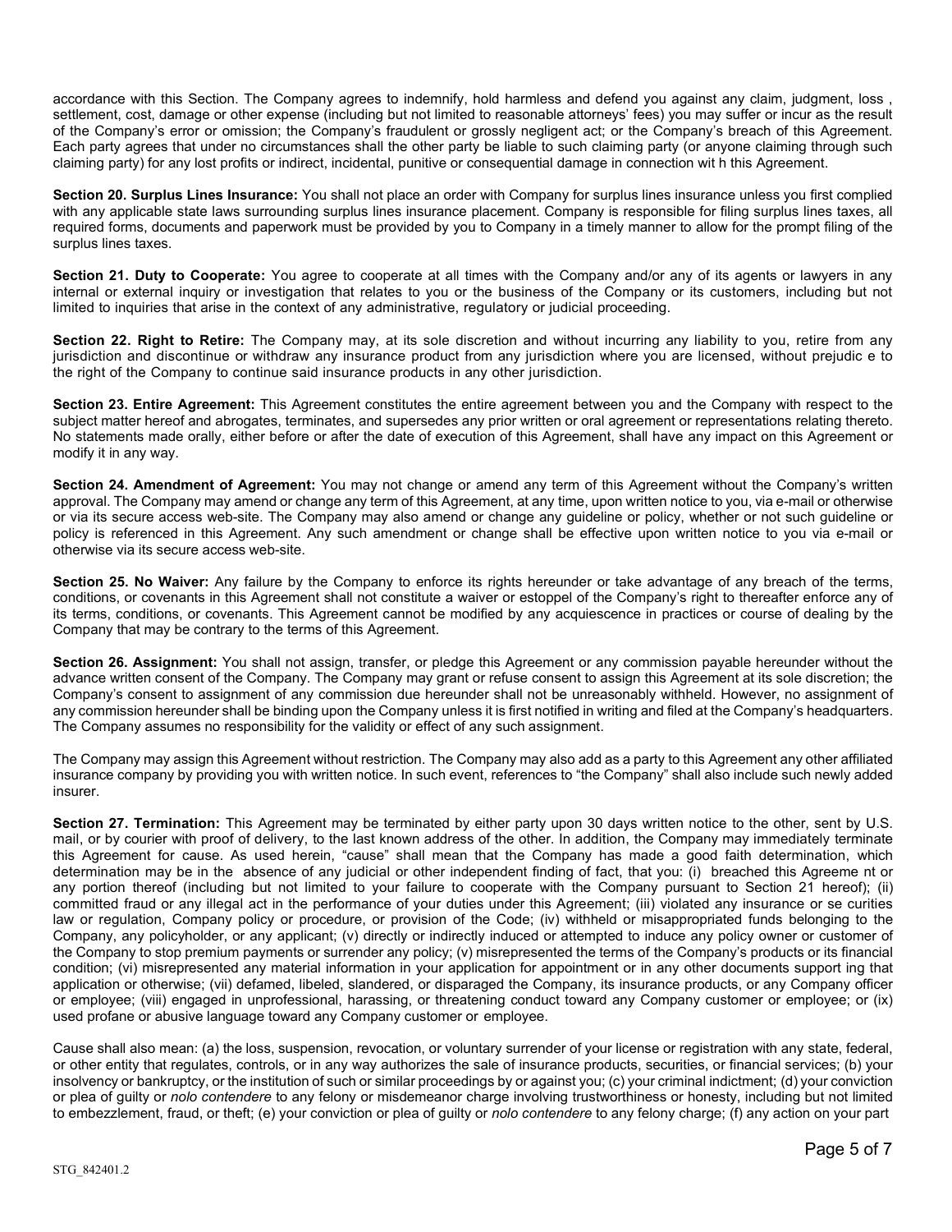accordance with this Section. The Company agrees to indemnify, hold harmless and defend you against any claim, judgment, loss , settlement, cost, damage or other expense (including but not limited to reasonable attorneys' fees) you may suffer or incur as the result of the Company's error or omission; the Company's fraudulent or grossly negligent act; or the Company's breach of this Agreement. Each party agrees that under no circumstances shall the other party be liable to such claiming party (or anyone claiming through such claiming party) for any lost profits or indirect, incidental, punitive or consequential damage in connection wit h this Agreement.

**Section 20. Surplus Lines Insurance:** You shall not place an order with Company for surplus lines insurance unless you first complied with any applicable state laws surrounding surplus lines insurance placement. Company is responsible for filing surplus lines taxes, all required forms, documents and paperwork must be provided by you to Company in a timely manner to allow for the prompt filing of the surplus lines taxes.

**Section 21. Duty to Cooperate:** You agree to cooperate at all times with the Company and/or any of its agents or lawyers in any internal or external inquiry or investigation that relates to you or the business of the Company or its customers, including but not limited to inquiries that arise in the context of any administrative, regulatory or judicial proceeding.

**Section 22. Right to Retire:** The Company may, at its sole discretion and without incurring any liability to you, retire from any jurisdiction and discontinue or withdraw any insurance product from any jurisdiction where you are licensed, without prejudic e to the right of the Company to continue said insurance products in any other jurisdiction.

**Section 23. Entire Agreement:** This Agreement constitutes the entire agreement between you and the Company with respect to the subject matter hereof and abrogates, terminates, and supersedes any prior written or oral agreement or representations relating thereto. No statements made orally, either before or after the date of execution of this Agreement, shall have any impact on this Agreement or modify it in any way.

**Section 24. Amendment of Agreement:** You may not change or amend any term of this Agreement without the Company's written approval. The Company may amend or change any term of this Agreement, at any time, upon written notice to you, via e-mail or otherwise or via its secure access web-site. The Company may also amend or change any guideline or policy, whether or not such guideline or policy is referenced in this Agreement. Any such amendment or change shall be effective upon written notice to you via e-mail or otherwise via its secure access web-site.

**Section 25. No Waiver:** Any failure by the Company to enforce its rights hereunder or take advantage of any breach of the terms, conditions, or covenants in this Agreement shall not constitute a waiver or estoppel of the Company's right to thereafter enforce any of its terms, conditions, or covenants. This Agreement cannot be modified by any acquiescence in practices or course of dealing by the Company that may be contrary to the terms of this Agreement.

**Section 26. Assignment:** You shall not assign, transfer, or pledge this Agreement or any commission payable hereunder without the advance written consent of the Company. The Company may grant or refuse consent to assign this Agreement at its sole discretion; the Company's consent to assignment of any commission due hereunder shall not be unreasonably withheld. However, no assignment of any commission hereunder shall be binding upon the Company unless it is first notified in writing and filed at the Company's headquarters. The Company assumes no responsibility for the validity or effect of any such assignment.

The Company may assign this Agreement without restriction. The Company may also add as a party to this Agreement any other affiliated insurance company by providing you with written notice. In such event, references to "the Company" shall also include such newly added insurer.

**Section 27. Termination:** This Agreement may be terminated by either party upon 30 days written notice to the other, sent by U.S. mail, or by courier with proof of delivery, to the last known address of the other. In addition, the Company may immediately terminate this Agreement for cause. As used herein, "cause" shall mean that the Company has made a good faith determination, which determination may be in the absence of any judicial or other independent finding of fact, that you: (i) breached this Agreeme nt or any portion thereof (including but not limited to your failure to cooperate with the Company pursuant to Section 21 hereof); (ii) committed fraud or any illegal act in the performance of your duties under this Agreement; (iii) violated any insurance or se curities law or regulation, Company policy or procedure, or provision of the Code; (iv) withheld or misappropriated funds belonging to the Company, any policyholder, or any applicant; (v) directly or indirectly induced or attempted to induce any policy owner or customer of the Company to stop premium payments or surrender any policy; (v) misrepresented the terms of the Company's products or its financial condition; (vi) misrepresented any material information in your application for appointment or in any other documents support ing that application or otherwise; (vii) defamed, libeled, slandered, or disparaged the Company, its insurance products, or any Company officer or employee; (viii) engaged in unprofessional, harassing, or threatening conduct toward any Company customer or employee; or (ix) used profane or abusive language toward any Company customer or employee.

Cause shall also mean: (a) the loss, suspension, revocation, or voluntary surrender of your license or registration with any state, federal, or other entity that regulates, controls, or in any way authorizes the sale of insurance products, securities, or financial services; (b) your insolvency or bankruptcy, or the institution of such or similar proceedings by or against you; (c) your criminal indictment; (d) your conviction or plea of guilty or *nolo contendere* to any felony or misdemeanor charge involving trustworthiness or honesty, including but not limited to embezzlement, fraud, or theft; (e) your conviction or plea of guilty or *nolo contendere* to any felony charge; (f) any action on your part

STG_842401.2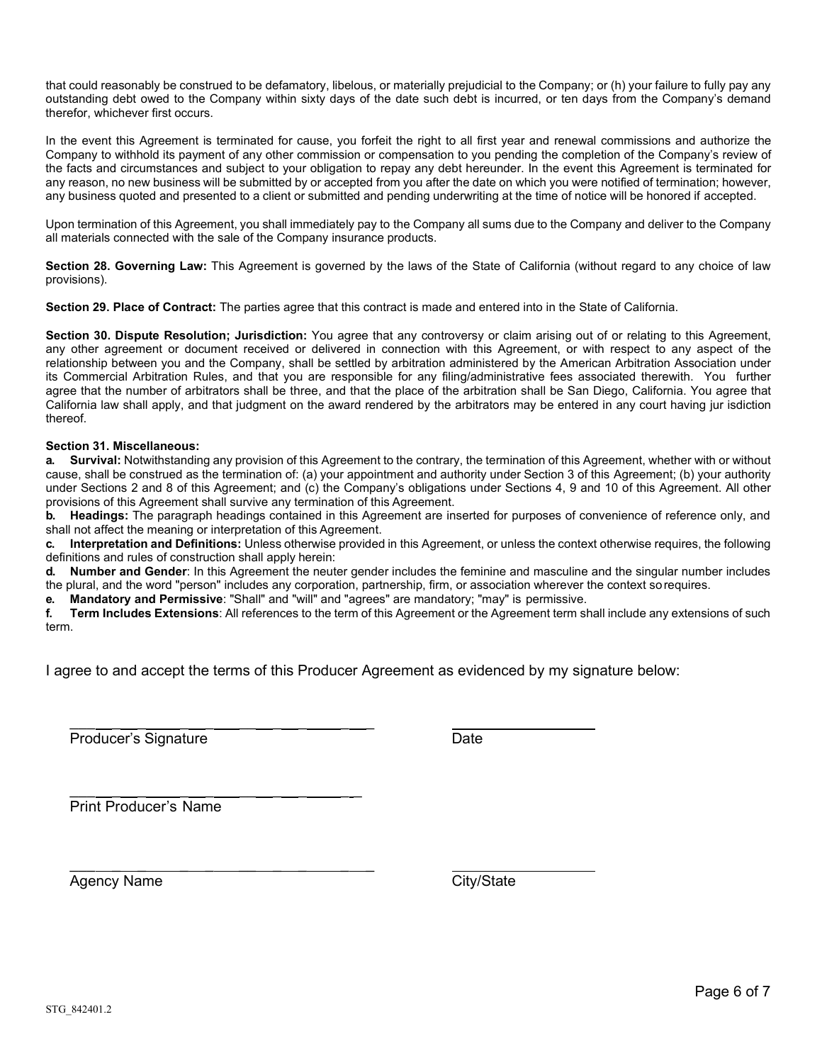that could reasonably be construed to be defamatory, libelous, or materially prejudicial to the Company; or (h) your failure to fully pay any outstanding debt owed to the Company within sixty days of the date such debt is incurred, or ten days from the Company's demand therefor, whichever first occurs.

In the event this Agreement is terminated for cause, you forfeit the right to all first year and renewal commissions and authorize the Company to withhold its payment of any other commission or compensation to you pending the completion of the Company's review of the facts and circumstances and subject to your obligation to repay any debt hereunder. In the event this Agreement is terminated for any reason, no new business will be submitted by or accepted from you after the date on which you were notified of termination; however, any business quoted and presented to a client or submitted and pending underwriting at the time of notice will be honored if accepted.

Upon termination of this Agreement, you shall immediately pay to the Company all sums due to the Company and deliver to the Company all materials connected with the sale of the Company insurance products.

**Section 28. Governing Law:** This Agreement is governed by the laws of the State of California (without regard to any choice of law provisions).

**Section 29. Place of Contract:** The parties agree that this contract is made and entered into in the State of California.

**Section 30. Dispute Resolution; Jurisdiction:** You agree that any controversy or claim arising out of or relating to this Agreement, any other agreement or document received or delivered in connection with this Agreement, or with respect to any aspect of the relationship between you and the Company, shall be settled by arbitration administered by the American Arbitration Association under its Commercial Arbitration Rules, and that you are responsible for any filing/administrative fees associated therewith. You further agree that the number of arbitrators shall be three, and that the place of the arbitration shall be San Diego, California. You agree that California law shall apply, and that judgment on the award rendered by the arbitrators may be entered in any court having jurisdiction thereof.

**Section 31. Miscellaneous:**

**a. Survival:** Notwithstanding any provision of this Agreement to the contrary, the termination of this Agreement, whether with or without cause, shall be construed as the termination of: (a) your appointment and authority under Section 3 of this Agreement; (b) your authority under Sections 2 and 8 of this Agreement; and (c) the Company's obligations under Sections 4, 9 and 10 of this Agreement. All other provisions of this Agreement shall survive any termination of this Agreement.

**b. Headings:** The paragraph headings contained in this Agreement are inserted for purposes of convenience of reference only, and shall not affect the meaning or interpretation of this Agreement.

**c. Interpretation and Definitions:** Unless otherwise provided in this Agreement, or unless the context otherwise requires, the following definitions and rules of construction shall apply herein:

**d. Number and Gender**: In this Agreement the neuter gender includes the feminine and masculine and the singular number includes the plural, and the word "person" includes any corporation, partnership, firm, or association wherever the context so requires.

**e. Mandatory and Permissive**: "Shall" and "will" and "agrees" are mandatory; "may" is permissive.

**f. Term Includes Extensions**: All references to the term of this Agreement or the Agreement term shall include any extensions of such term.

I agree to and accept the terms of this Producer Agreement as evidenced by my signature below:

______________________________ ______________
Producer's Signature Date

______________________________
Print Producer's Name

______________________________ ______________
Agency Name City/State

STG_842401.2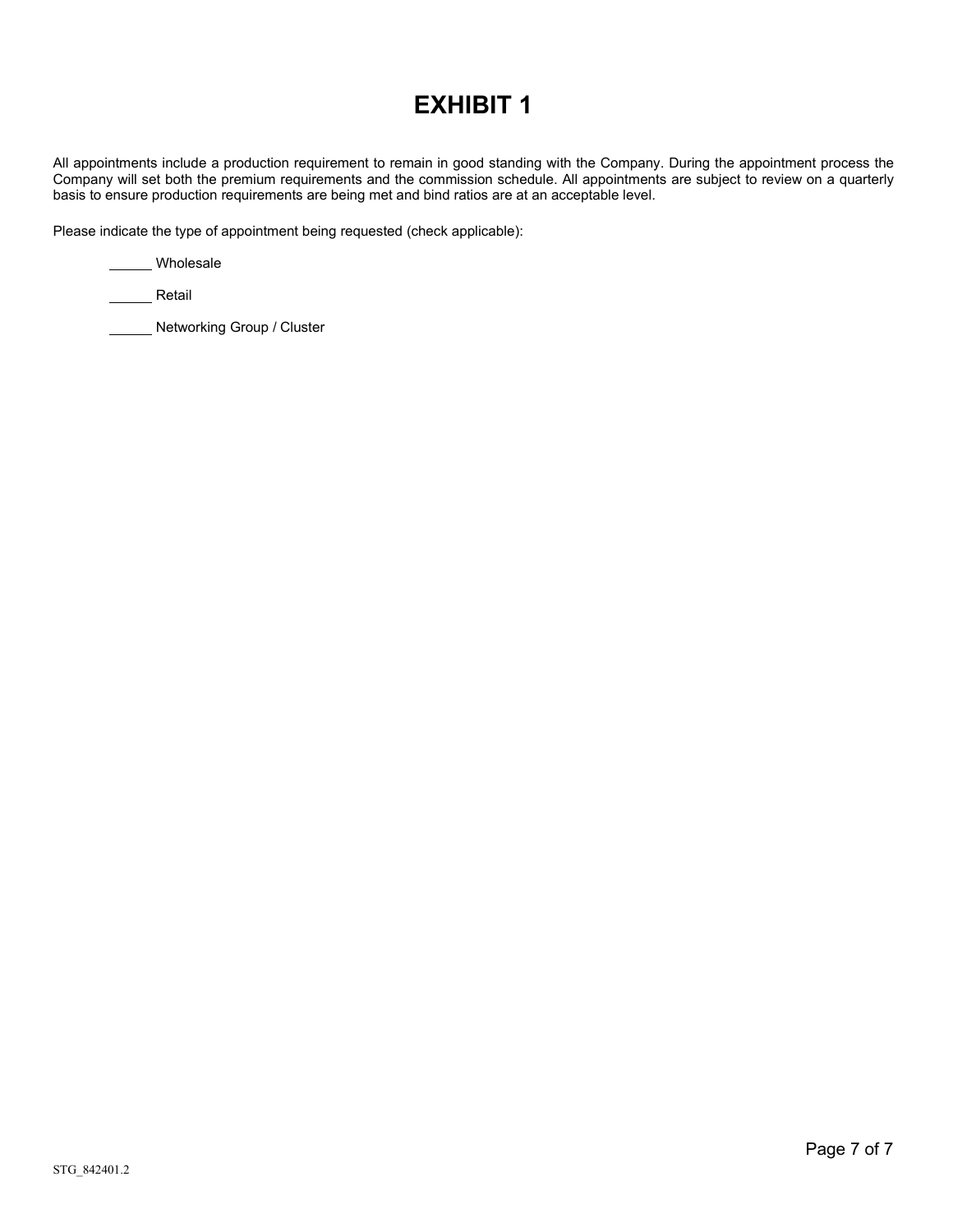# EXHIBIT 1

All appointments include a production requirement to remain in good standing with the Company. During the appointment process the Company will set both the premium requirements and the commission schedule. All appointments are subject to review on a quarterly basis to ensure production requirements are being met and bind ratios are at an acceptable level.

Please indicate the type of appointment being requested (check applicable):

______ Wholesale

______ Retail

______ Networking Group / Cluster

STG_842401.2